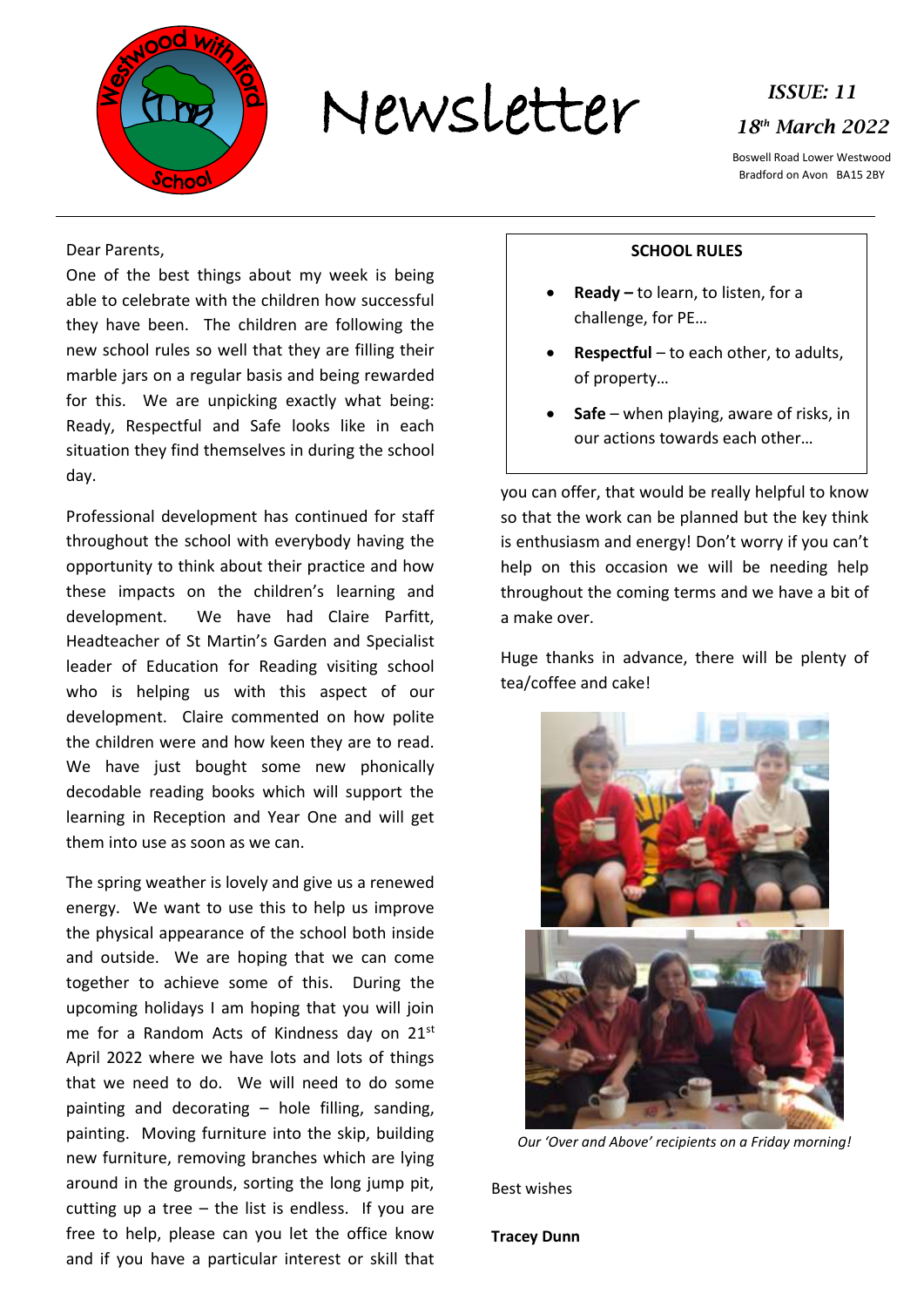# Newsletter

***ISSUE: 11***

***18th March 2022***

Boswell Road Lower Westwood
Bradford on Avon BA15 2BY

Dear Parents,

One of the best things about my week is being able to celebrate with the children how successful they have been. The children are following the new school rules so well that they are filling their marble jars on a regular basis and being rewarded for this. We are unpicking exactly what being: Ready, Respectful and Safe looks like in each situation they find themselves in during the school day.

Professional development has continued for staff throughout the school with everybody having the opportunity to think about their practice and how these impacts on the children's learning and development. We have had Claire Parfitt, Headteacher of St Martin's Garden and Specialist leader of Education for Reading visiting school who is helping us with this aspect of our development. Claire commented on how polite the children were and how keen they are to read. We have just bought some new phonically decodable reading books which will support the learning in Reception and Year One and will get them into use as soon as we can.

The spring weather is lovely and give us a renewed energy. We want to use this to help us improve the physical appearance of the school both inside and outside. We are hoping that we can come together to achieve some of this. During the upcoming holidays I am hoping that you will join me for a Random Acts of Kindness day on 21st April 2022 where we have lots and lots of things that we need to do. We will need to do some painting and decorating – hole filling, sanding, painting. Moving furniture into the skip, building new furniture, removing branches which are lying around in the grounds, sorting the long jump pit, cutting up a tree – the list is endless. If you are free to help, please can you let the office know and if you have a particular interest or skill that you can offer, that would be really helpful to know so that the work can be planned but the key think is enthusiasm and energy! Don't worry if you can't help on this occasion we will be needing help throughout the coming terms and we have a bit of a make over.

Huge thanks in advance, there will be plenty of tea/coffee and cake!

**SCHOOL RULES**

- **Ready –** to learn, to listen, for a challenge, for PE…
- **Respectful** – to each other, to adults, of property…
- **Safe** – when playing, aware of risks, in our actions towards each other…

*Our 'Over and Above' recipients on a Friday morning!*

Best wishes

**Tracey Dunn**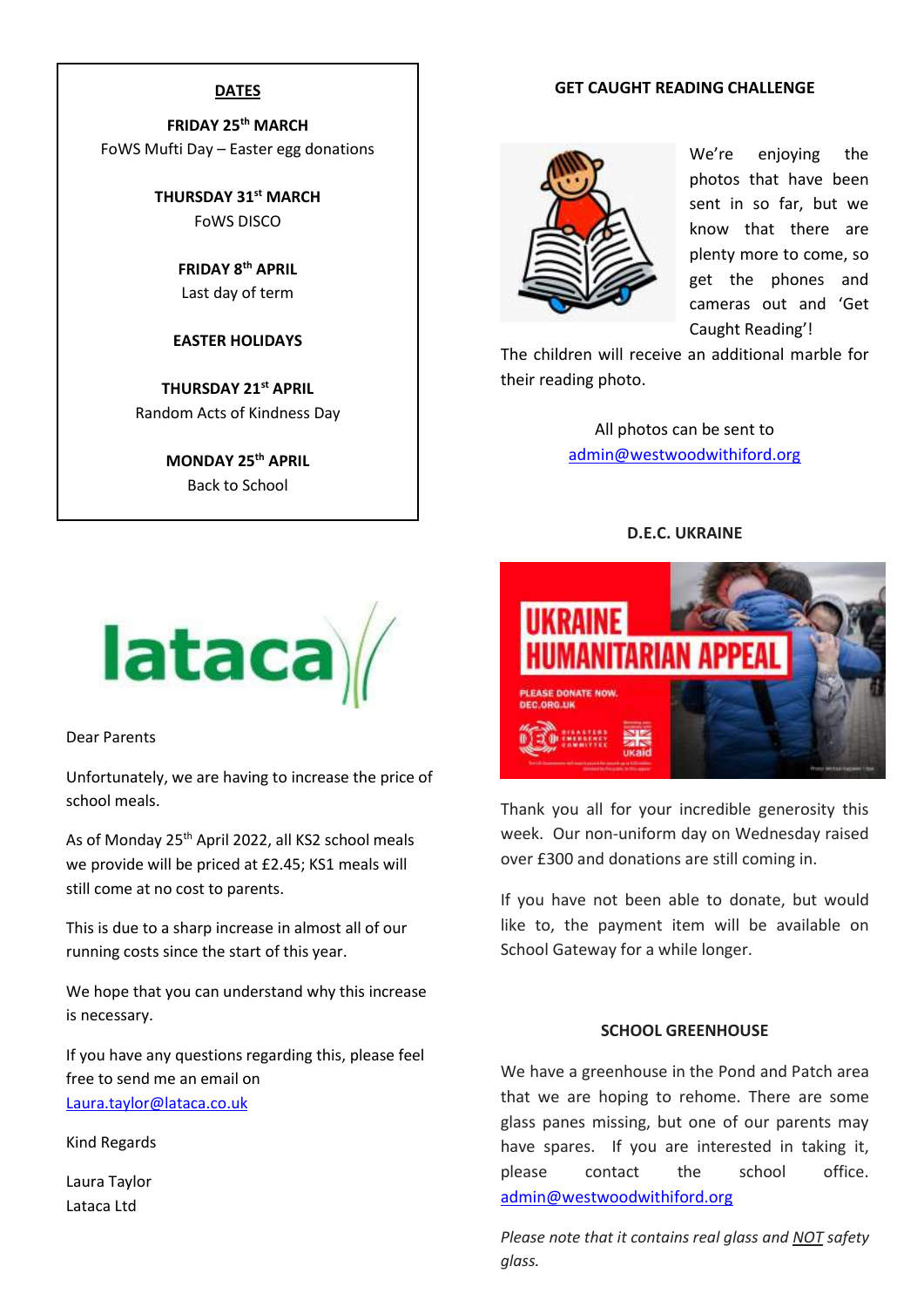## DATES

**FRIDAY 25th MARCH**
FoWS Mufti Day – Easter egg donations

**THURSDAY 31st MARCH**
FoWS DISCO

**FRIDAY 8th APRIL**
Last day of term

**EASTER HOLIDAYS**

**THURSDAY 21st APRIL**
Random Acts of Kindness Day

**MONDAY 25th APRIL**
Back to School

lataca

Dear Parents

Unfortunately, we are having to increase the price of school meals.

As of Monday 25th April 2022, all KS2 school meals we provide will be priced at £2.45; KS1 meals will still come at no cost to parents.

This is due to a sharp increase in almost all of our running costs since the start of this year.

We hope that you can understand why this increase is necessary.

If you have any questions regarding this, please feel free to send me an email on Laura.taylor@lataca.co.uk

Kind Regards

Laura Taylor
Lataca Ltd

## GET CAUGHT READING CHALLENGE

We're enjoying the photos that have been sent in so far, but we know that there are plenty more to come, so get the phones and cameras out and 'Get Caught Reading'!

The children will receive an additional marble for their reading photo.

All photos can be sent to admin@westwoodwithiford.org

## D.E.C. UKRAINE

UKRAINE HUMANITARIAN APPEAL
PLEASE DONATE NOW. DEC.ORG.UK

Thank you all for your incredible generosity this week. Our non-uniform day on Wednesday raised over £300 and donations are still coming in.

If you have not been able to donate, but would like to, the payment item will be available on School Gateway for a while longer.

## SCHOOL GREENHOUSE

We have a greenhouse in the Pond and Patch area that we are hoping to rehome. There are some glass panes missing, but one of our parents may have spares. If you are interested in taking it, please contact the school office. admin@westwoodwithiford.org

*Please note that it contains real glass and NOT safety glass.*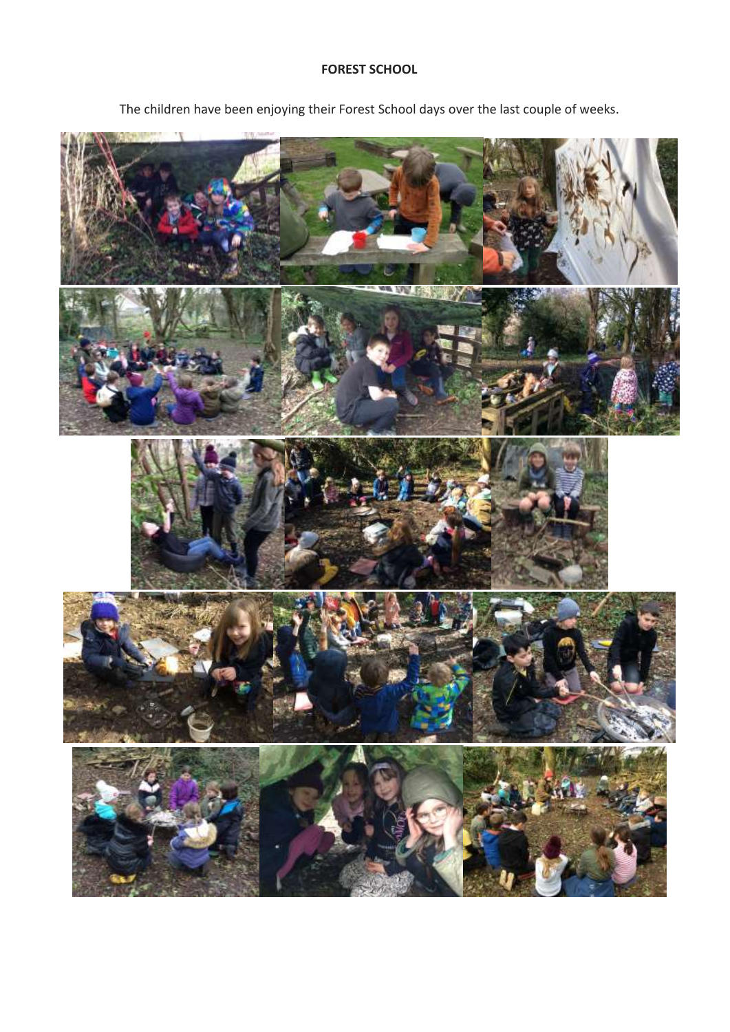**FOREST SCHOOL**

The children have been enjoying their Forest School days over the last couple of weeks.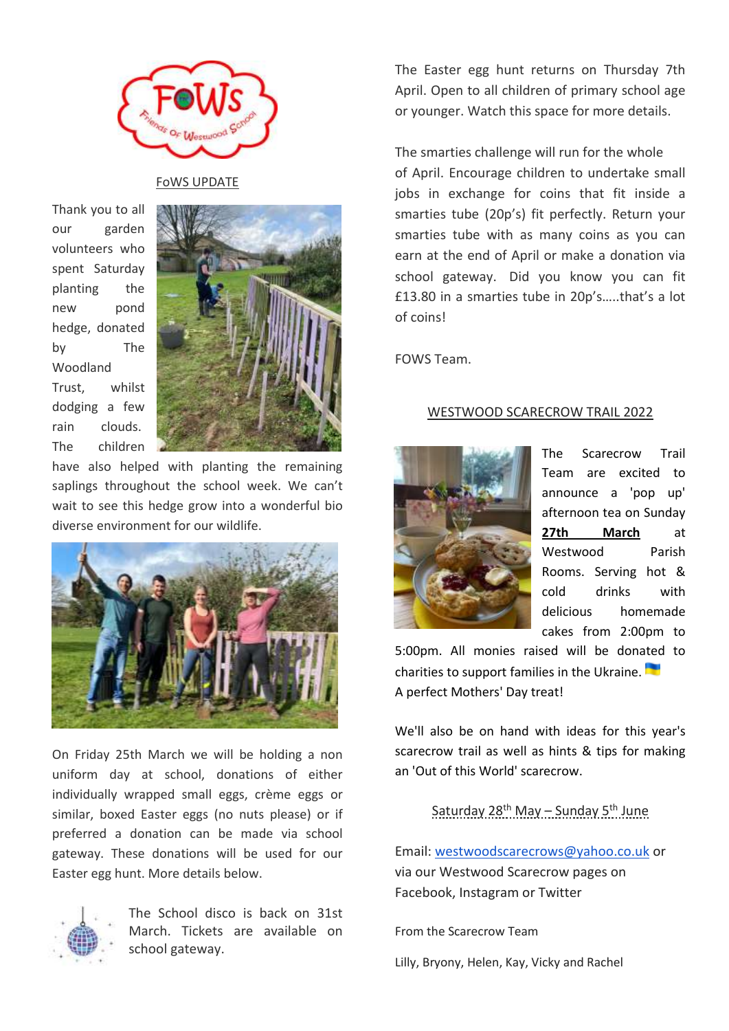## FoWS UPDATE

Thank you to all our garden volunteers who spent Saturday planting the new pond hedge, donated by The Woodland Trust, whilst dodging a few rain clouds. The children have also helped with planting the remaining saplings throughout the school week. We can't wait to see this hedge grow into a wonderful bio diverse environment for our wildlife.

On Friday 25th March we will be holding a non uniform day at school, donations of either individually wrapped small eggs, crème eggs or similar, boxed Easter eggs (no nuts please) or if preferred a donation can be made via school gateway. These donations will be used for our Easter egg hunt. More details below.

The School disco is back on 31st March. Tickets are available on school gateway.

The Easter egg hunt returns on Thursday 7th April. Open to all children of primary school age or younger. Watch this space for more details.

The smarties challenge will run for the whole of April. Encourage children to undertake small jobs in exchange for coins that fit inside a smarties tube (20p's) fit perfectly. Return your smarties tube with as many coins as you can earn at the end of April or make a donation via school gateway. Did you know you can fit £13.80 in a smarties tube in 20p's…..that's a lot of coins!

FOWS Team.

## WESTWOOD SCARECROW TRAIL 2022

The Scarecrow Trail Team are excited to announce a 'pop up' afternoon tea on Sunday **27th March** at Westwood Parish Rooms. Serving hot & cold drinks with delicious homemade cakes from 2:00pm to 5:00pm. All monies raised will be donated to charities to support families in the Ukraine. 🇺🇦
A perfect Mothers' Day treat!

We'll also be on hand with ideas for this year's scarecrow trail as well as hints & tips for making an 'Out of this World' scarecrow.

Saturday 28th May – Sunday 5th June

Email: westwoodscarecrows@yahoo.co.uk or via our Westwood Scarecrow pages on Facebook, Instagram or Twitter

From the Scarecrow Team

Lilly, Bryony, Helen, Kay, Vicky and Rachel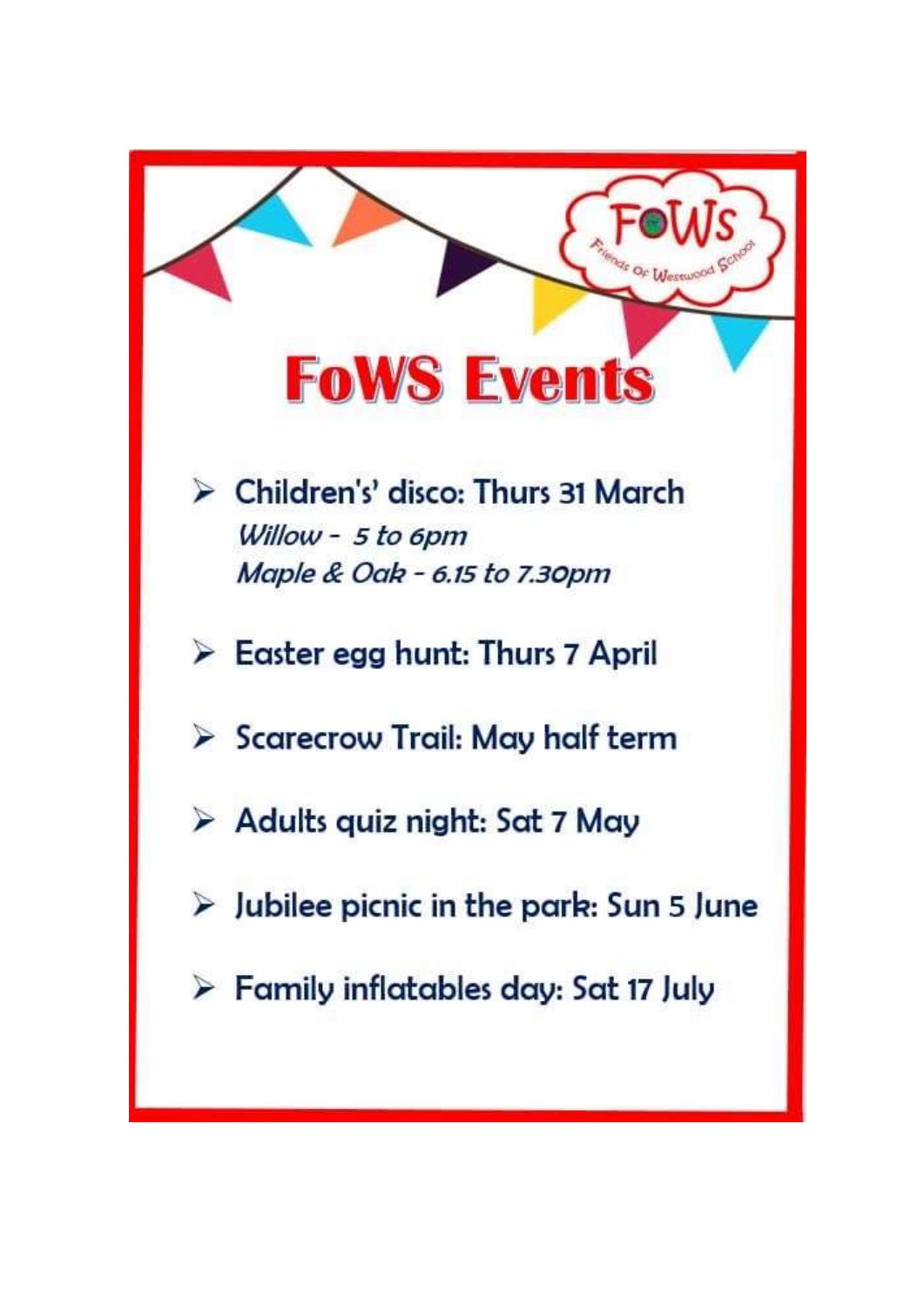FoWS

Friends Of Westwood School

# FoWS Events

- Children's' disco: Thurs 31 March
  *Willow - 5 to 6pm*
  *Maple & Oak - 6.15 to 7.30pm*
- Easter egg hunt: Thurs 7 April
- Scarecrow Trail: May half term
- Adults quiz night: Sat 7 May
- Jubilee picnic in the park: Sun 5 June
- Family inflatables day: Sat 17 July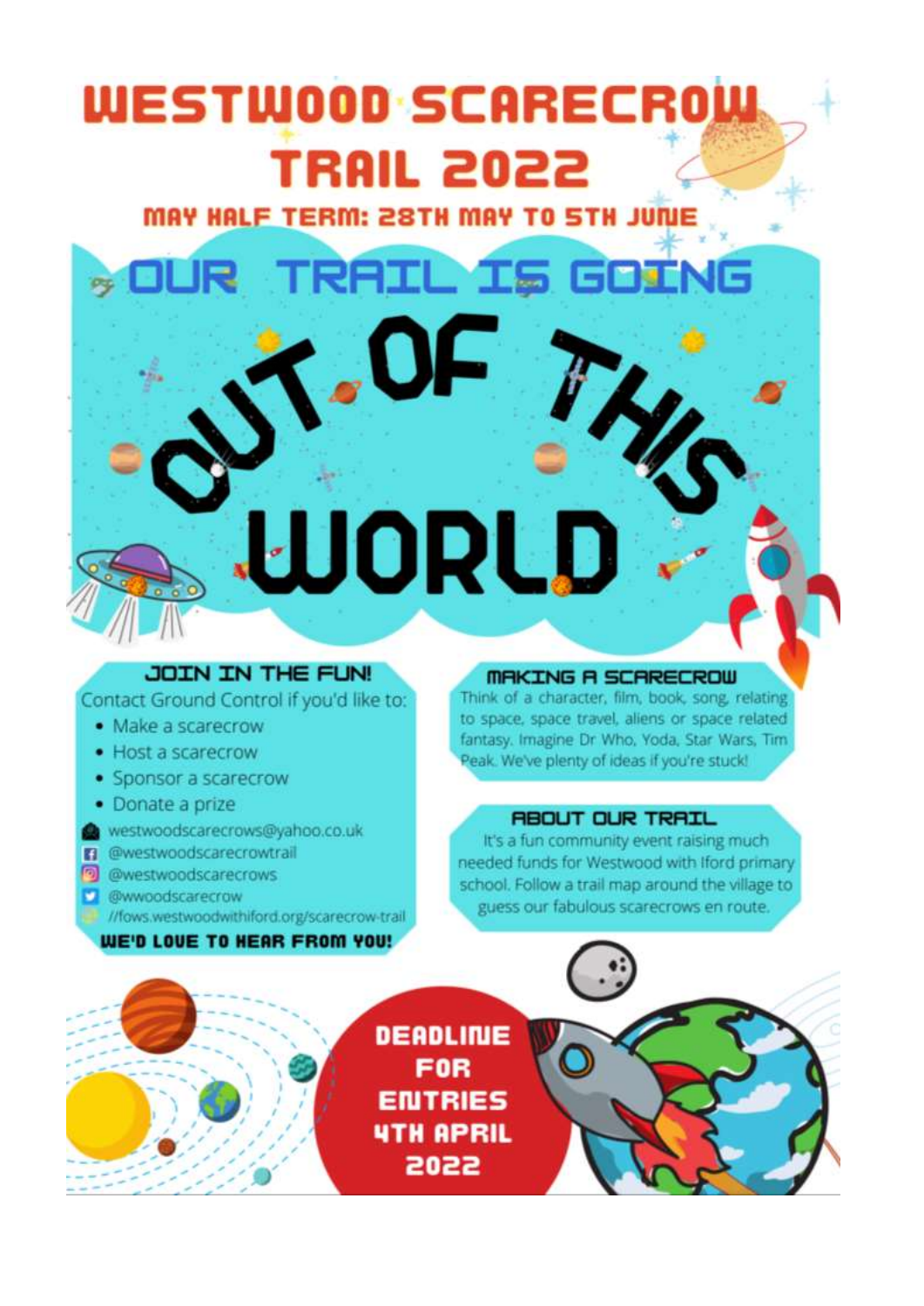# WESTWOOD SCARECROW TRAIL 2022

## MAY HALF TERM: 28TH MAY TO 5TH JUNE

## OUR TRAIL IS GOING OUT OF THIS WORLD

### JOIN IN THE FUN!

Contact Ground Control if you'd like to:

- Make a scarecrow
- Host a scarecrow
- Sponsor a scarecrow
- Donate a prize

westwoodscarecrows@yahoo.co.uk

@westwoodscarecrowtrail

@westwoodscarecrows

@wwoodscarecrow

//fows.westwoodwithiford.org/scarecrow-trail

**WE'D LOVE TO HEAR FROM YOU!**

### MAKING A SCARECROW

Think of a character, film, book, song, relating to space, space travel, aliens or space related fantasy. Imagine Dr Who, Yoda, Star Wars, Tim Peak. We've plenty of ideas if you're stuck!

### ABOUT OUR TRAIL

It's a fun community event raising much needed funds for Westwood with Iford primary school. Follow a trail map around the village to guess our fabulous scarecrows en route.

**DEADLINE FOR ENTRIES 4TH APRIL 2022**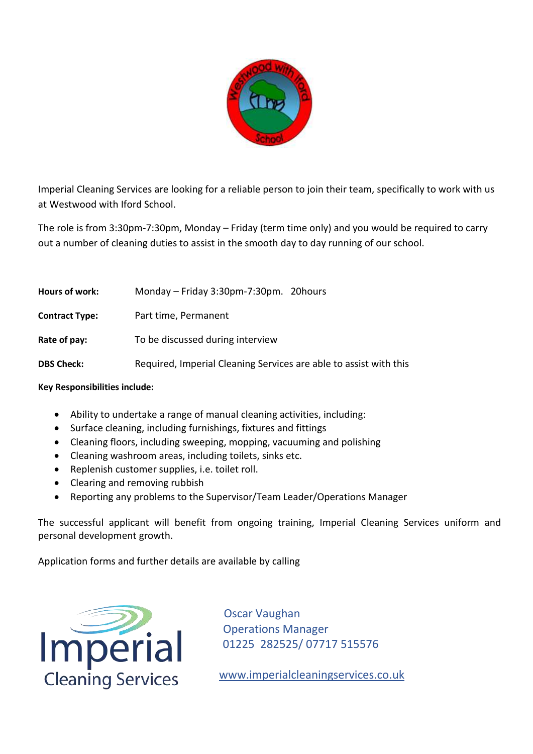Imperial Cleaning Services are looking for a reliable person to join their team, specifically to work with us at Westwood with Iford School.

The role is from 3:30pm-7:30pm, Monday – Friday (term time only) and you would be required to carry out a number of cleaning duties to assist in the smooth day to day running of our school.

| | |
|---|---|
| **Hours of work:** | Monday – Friday 3:30pm-7:30pm. 20hours |
| **Contract Type:** | Part time, Permanent |
| **Rate of pay:** | To be discussed during interview |
| **DBS Check:** | Required, Imperial Cleaning Services are able to assist with this |

**Key Responsibilities include:**

- Ability to undertake a range of manual cleaning activities, including:
- Surface cleaning, including furnishings, fixtures and fittings
- Cleaning floors, including sweeping, mopping, vacuuming and polishing
- Cleaning washroom areas, including toilets, sinks etc.
- Replenish customer supplies, i.e. toilet roll.
- Clearing and removing rubbish
- Reporting any problems to the Supervisor/Team Leader/Operations Manager

The successful applicant will benefit from ongoing training, Imperial Cleaning Services uniform and personal development growth.

Application forms and further details are available by calling

Oscar Vaughan
Operations Manager
01225 282525/ 07717 515576

www.imperialcleaningservices.co.uk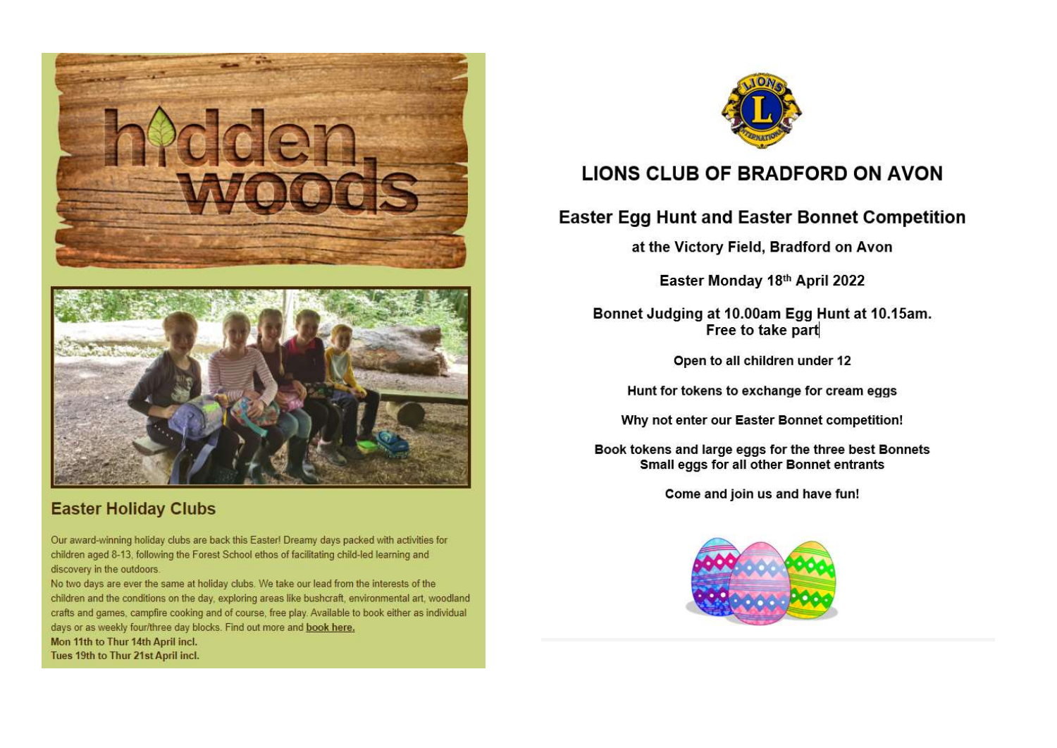# hidden woods

## Easter Holiday Clubs

Our award-winning holiday clubs are back this Easter! Dreamy days packed with activities for children aged 8-13, following the Forest School ethos of facilitating child-led learning and discovery in the outdoors.

No two days are ever the same at holiday clubs. We take our lead from the interests of the children and the conditions on the day, exploring areas like bushcraft, environmental art, woodland crafts and games, campfire cooking and of course, free play. Available to book either as individual days or as weekly four/three day blocks. Find out more and book here.

**Mon 11th to Thur 14th April incl.**

**Tues 19th to Thur 21st April incl.**

# LIONS CLUB OF BRADFORD ON AVON

## Easter Egg Hunt and Easter Bonnet Competition

**at the Victory Field, Bradford on Avon**

**Easter Monday 18th April 2022**

**Bonnet Judging at 10.00am Egg Hunt at 10.15am.**
**Free to take part**

**Open to all children under 12**

**Hunt for tokens to exchange for cream eggs**

**Why not enter our Easter Bonnet competition!**

**Book tokens and large eggs for the three best Bonnets**
**Small eggs for all other Bonnet entrants**

**Come and join us and have fun!**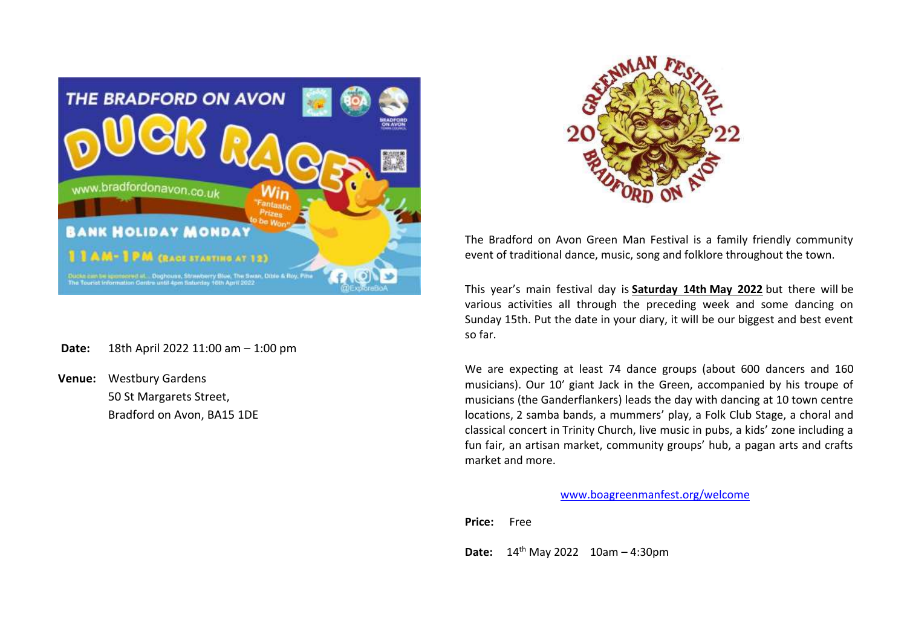**Date:** 18th April 2022 11:00 am – 1:00 pm

**Venue:** Westbury Gardens
50 St Margarets Street,
Bradford on Avon, BA15 1DE

The Bradford on Avon Green Man Festival is a family friendly community event of traditional dance, music, song and folklore throughout the town.

This year's main festival day is **Saturday 14th May 2022** but there will be various activities all through the preceding week and some dancing on Sunday 15th. Put the date in your diary, it will be our biggest and best event so far.

We are expecting at least 74 dance groups (about 600 dancers and 160 musicians). Our 10' giant Jack in the Green, accompanied by his troupe of musicians (the Ganderflankers) leads the day with dancing at 10 town centre locations, 2 samba bands, a mummers' play, a Folk Club Stage, a choral and classical concert in Trinity Church, live music in pubs, a kids' zone including a fun fair, an artisan market, community groups' hub, a pagan arts and crafts market and more.

www.boagreenmanfest.org/welcome

**Price:** Free

**Date:** 14th May 2022 10am – 4:30pm